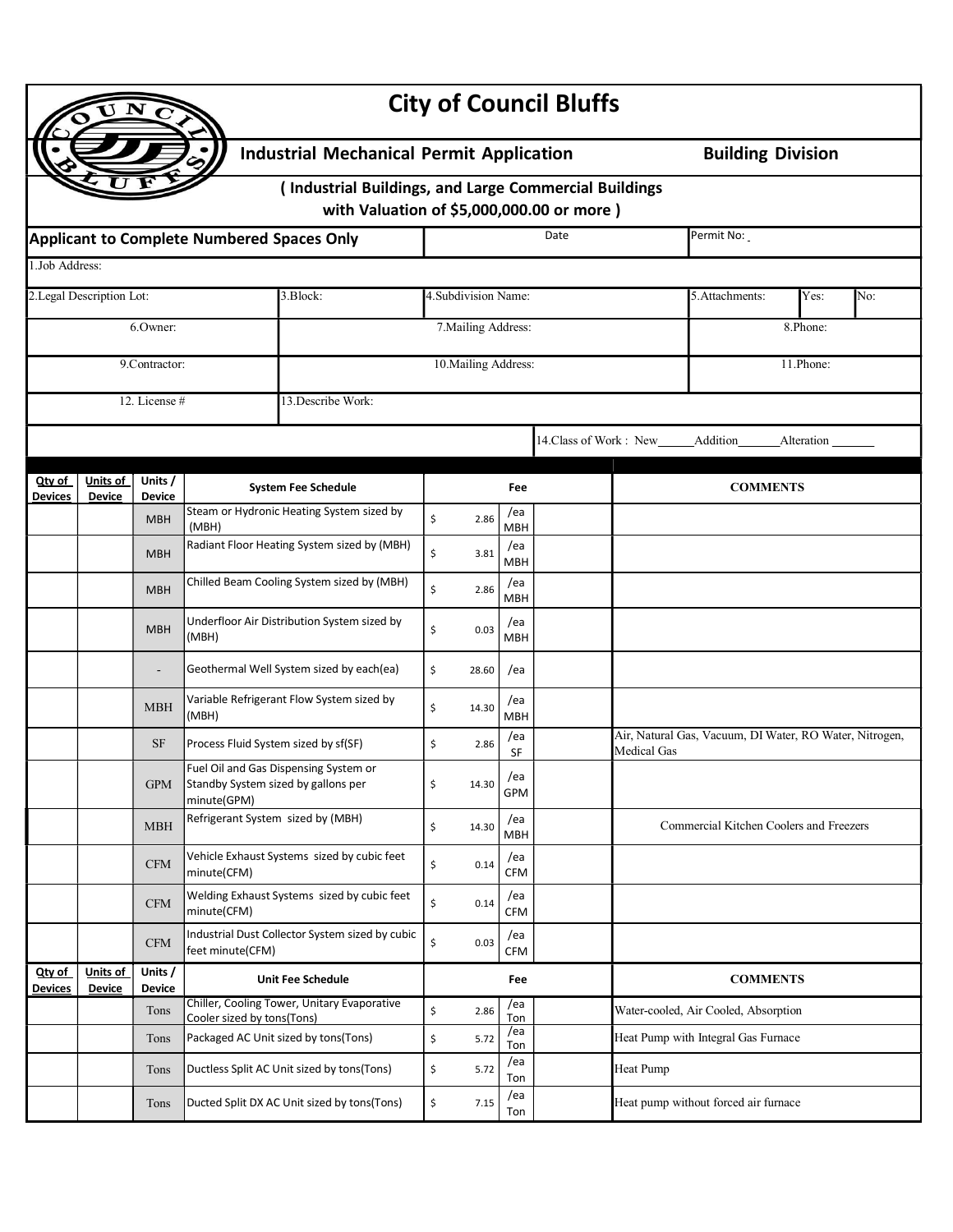# City of Council Bluffs

## Industrial Mechanical Permit Application — Building Division

**( Industrial Buildings, and Large Commercial Buildings with Valuation of $5,000,000.00 or more )**

| Applicant to Complete Numbered Spaces Only | Date | Permit No: |
|---|---|---|

| | | | | | |
|---|---|---|---|---|---|
| 1.Job Address: | | | | | |
| 2.Legal Description Lot: | 3.Block: | 4.Subdivision Name: | 5.Attachments: | Yes: | No: |
| 6.Owner: | 7.Mailing Address: | | 8.Phone: | | |
| 9.Contractor: | 10.Mailing Address: | | 11.Phone: | | |
| 12. License # | 13.Describe Work: | | | | |

14.Class of Work : New______ Addition_______ Alteration _______

| Qty of Devices | Units of Device | Units / Device | System Fee Schedule | Fee | | | COMMENTS |
|---|---|---|---|---|---|---|---|
| | | MBH | Steam or Hydronic Heating System sized by (MBH) | $ 2.86 | /ea MBH | | |
| | | MBH | Radiant Floor Heating System sized by (MBH) | $ 3.81 | /ea MBH | | |
| | | MBH | Chilled Beam Cooling System sized by (MBH) | $ 2.86 | /ea MBH | | |
| | | MBH | Underfloor Air Distribution System sized by (MBH) | $ 0.03 | /ea MBH | | |
| | | - | Geothermal Well System sized by each(ea) | $ 28.60 | /ea | | |
| | | MBH | Variable Refrigerant Flow System sized by (MBH) | $ 14.30 | /ea MBH | | |
| | | SF | Process Fluid System sized by sf(SF) | $ 2.86 | /ea SF | | Air, Natural Gas, Vacuum, DI Water, RO Water, Nitrogen, Medical Gas |
| | | GPM | Fuel Oil and Gas Dispensing System or Standby System sized by gallons per minute(GPM) | $ 14.30 | /ea GPM | | |
| | | MBH | Refrigerant System sized by (MBH) | $ 14.30 | /ea MBH | | Commercial Kitchen Coolers and Freezers |
| | | CFM | Vehicle Exhaust Systems sized by cubic feet minute(CFM) | $ 0.14 | /ea CFM | | |
| | | CFM | Welding Exhaust Systems sized by cubic feet minute(CFM) | $ 0.14 | /ea CFM | | |
| | | CFM | Industrial Dust Collector System sized by cubic feet minute(CFM) | $ 0.03 | /ea CFM | | |
| **Qty of Devices** | **Units of Device** | **Units / Device** | **Unit Fee Schedule** | **Fee** | | | **COMMENTS** |
| | | Tons | Chiller, Cooling Tower, Unitary Evaporative Cooler sized by tons(Tons) | $ 2.86 | /ea Ton | | Water-cooled, Air Cooled, Absorption |
| | | Tons | Packaged AC Unit sized by tons(Tons) | $ 5.72 | /ea Ton | | Heat Pump with Integral Gas Furnace |
| | | Tons | Ductless Split AC Unit sized by tons(Tons) | $ 5.72 | /ea Ton | | Heat Pump |
| | | Tons | Ducted Split DX AC Unit sized by tons(Tons) | $ 7.15 | /ea Ton | | Heat pump without forced air furnace |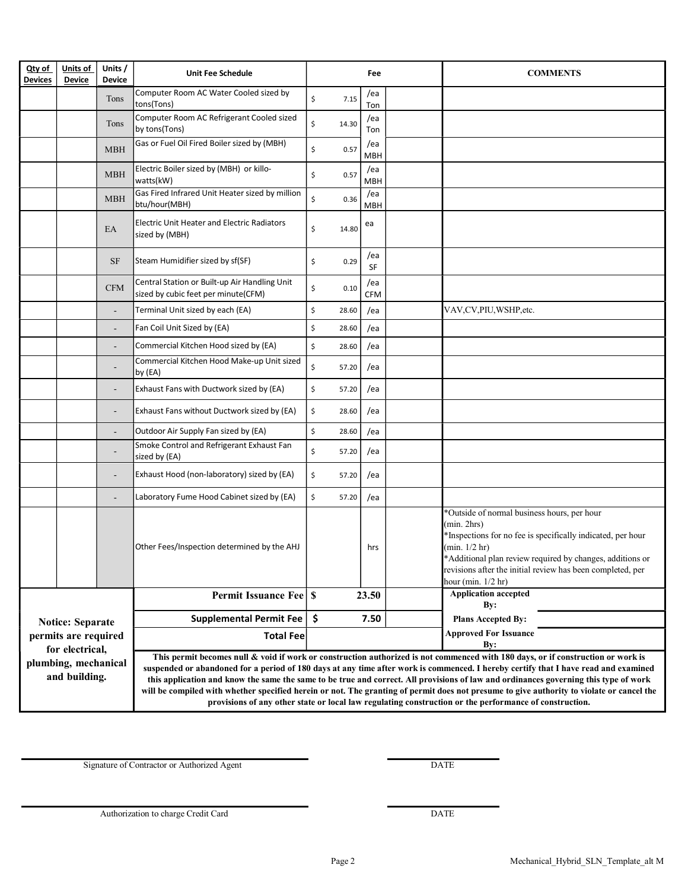| Qty of Devices | Units of Device | Units / Device | Unit Fee Schedule | Fee | | | COMMENTS |
|---|---|---|---|---|---|---|---|
| | | Tons | Computer Room AC Water Cooled sized by tons(Tons) | $ 7.15 | /ea Ton | | |
| | | Tons | Computer Room AC Refrigerant Cooled sized by tons(Tons) | $ 14.30 | /ea Ton | | |
| | | MBH | Gas or Fuel Oil Fired Boiler sized by (MBH) | $ 0.57 | /ea MBH | | |
| | | MBH | Electric Boiler sized by (MBH) or killo-watts(kW) | $ 0.57 | /ea MBH | | |
| | | MBH | Gas Fired Infrared Unit Heater sized by million btu/hour(MBH) | $ 0.36 | /ea MBH | | |
| | | EA | Electric Unit Heater and Electric Radiators sized by (MBH) | $ 14.80 | ea | | |
| | | SF | Steam Humidifier sized by sf(SF) | $ 0.29 | /ea SF | | |
| | | CFM | Central Station or Built-up Air Handling Unit sized by cubic feet per minute(CFM) | $ 0.10 | /ea CFM | | |
| | | - | Terminal Unit sized by each (EA) | $ 28.60 | /ea | | VAV,CV,PIU,WSHP,etc. |
| | | - | Fan Coil Unit Sized by (EA) | $ 28.60 | /ea | | |
| | | - | Commercial Kitchen Hood sized by (EA) | $ 28.60 | /ea | | |
| | | - | Commercial Kitchen Hood Make-up Unit sized by (EA) | $ 57.20 | /ea | | |
| | | - | Exhaust Fans with Ductwork sized by (EA) | $ 57.20 | /ea | | |
| | | - | Exhaust Fans without Ductwork sized by (EA) | $ 28.60 | /ea | | |
| | | - | Outdoor Air Supply Fan sized by (EA) | $ 28.60 | /ea | | |
| | | - | Smoke Control and Refrigerant Exhaust Fan sized by (EA) | $ 57.20 | /ea | | |
| | | - | Exhaust Hood (non-laboratory) sized by (EA) | $ 57.20 | /ea | | |
| | | - | Laboratory Fume Hood Cabinet sized by (EA) | $ 57.20 | /ea | | |
| | | | Other Fees/Inspection determined by the AHJ | | hrs | | *Outside of normal business hours, per hour (min. 2hrs)<br>*Inspections for no fee is specifically indicated, per hour (min. 1/2 hr)<br>*Additional plan review required by changes, additions or revisions after the initial review has been completed, per hour (min. 1/2 hr) |
| | | | **Permit Issuance Fee** | **$ 23.50** | | | **Application accepted By:** |
| | | | **Supplemental Permit Fee** | **$ 7.50** | | | **Plans Accepted By:** |
| | | | **Total Fee** | | | | **Approved For Issuance By:** |

**Notice: Separate permits are required for electrical, plumbing, mechanical and building.**

**This permit becomes null & void if work or construction authorized is not commenced with 180 days, or if construction or work is suspended or abandoned for a period of 180 days at any time after work is commenced. I hereby certify that I have read and examined this application and know the same the same to be true and correct. All provisions of law and ordinances governing this type of work will be compiled with whether specified herein or not. The granting of permit does not presume to give authority to violate or cancel the provisions of any other state or local law regulating construction or the performance of construction.**

Signature of Contractor or Authorized Agent _______________ DATE _______________

Authorization to charge Credit Card _______________ DATE _______________

Mechanical_Hybrid_SLN_Template_alt M